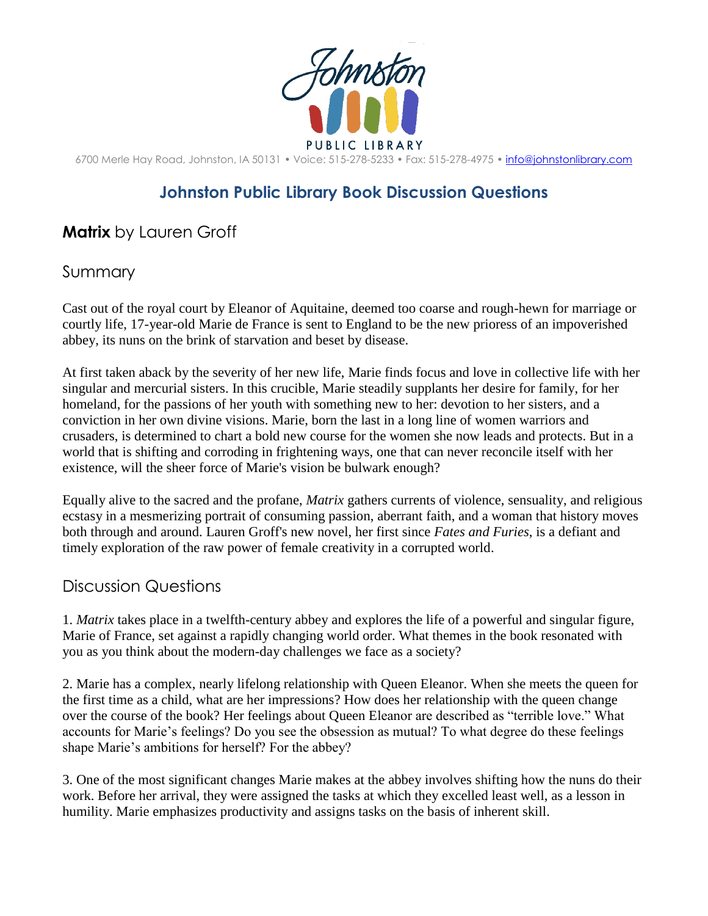Johnston PUBLIC LIBRARY

6700 Merle Hay Road, Johnston, IA 50131 • Voice: 515-278-5233 • Fax: 515-278-4975 • info@johnstonlibrary.com

## Johnston Public Library Book Discussion Questions

# **Matrix** by Lauren Groff

## Summary

Cast out of the royal court by Eleanor of Aquitaine, deemed too coarse and rough-hewn for marriage or courtly life, 17-year-old Marie de France is sent to England to be the new prioress of an impoverished abbey, its nuns on the brink of starvation and beset by disease.

At first taken aback by the severity of her new life, Marie finds focus and love in collective life with her singular and mercurial sisters. In this crucible, Marie steadily supplants her desire for family, for her homeland, for the passions of her youth with something new to her: devotion to her sisters, and a conviction in her own divine visions. Marie, born the last in a long line of women warriors and crusaders, is determined to chart a bold new course for the women she now leads and protects. But in a world that is shifting and corroding in frightening ways, one that can never reconcile itself with her existence, will the sheer force of Marie's vision be bulwark enough?

Equally alive to the sacred and the profane, *Matrix* gathers currents of violence, sensuality, and religious ecstasy in a mesmerizing portrait of consuming passion, aberrant faith, and a woman that history moves both through and around. Lauren Groff's new novel, her first since *Fates and Furies*, is a defiant and timely exploration of the raw power of female creativity in a corrupted world.

## Discussion Questions

1. *Matrix* takes place in a twelfth-century abbey and explores the life of a powerful and singular figure, Marie of France, set against a rapidly changing world order. What themes in the book resonated with you as you think about the modern-day challenges we face as a society?

2. Marie has a complex, nearly lifelong relationship with Queen Eleanor. When she meets the queen for the first time as a child, what are her impressions? How does her relationship with the queen change over the course of the book? Her feelings about Queen Eleanor are described as "terrible love." What accounts for Marie's feelings? Do you see the obsession as mutual? To what degree do these feelings shape Marie's ambitions for herself? For the abbey?

3. One of the most significant changes Marie makes at the abbey involves shifting how the nuns do their work. Before her arrival, they were assigned the tasks at which they excelled least well, as a lesson in humility. Marie emphasizes productivity and assigns tasks on the basis of inherent skill.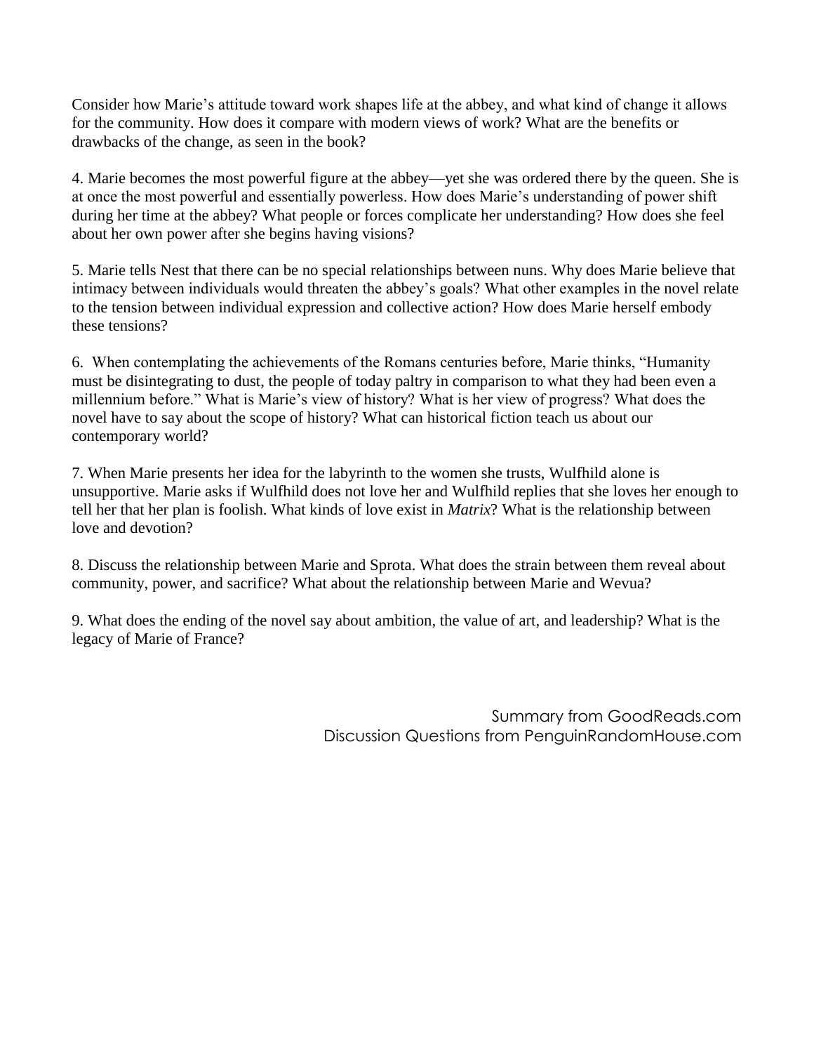Consider how Marie's attitude toward work shapes life at the abbey, and what kind of change it allows for the community. How does it compare with modern views of work? What are the benefits or drawbacks of the change, as seen in the book?

4. Marie becomes the most powerful figure at the abbey—yet she was ordered there by the queen. She is at once the most powerful and essentially powerless. How does Marie's understanding of power shift during her time at the abbey? What people or forces complicate her understanding? How does she feel about her own power after she begins having visions?

5. Marie tells Nest that there can be no special relationships between nuns. Why does Marie believe that intimacy between individuals would threaten the abbey's goals? What other examples in the novel relate to the tension between individual expression and collective action? How does Marie herself embody these tensions?

6. When contemplating the achievements of the Romans centuries before, Marie thinks, "Humanity must be disintegrating to dust, the people of today paltry in comparison to what they had been even a millennium before." What is Marie's view of history? What is her view of progress? What does the novel have to say about the scope of history? What can historical fiction teach us about our contemporary world?

7. When Marie presents her idea for the labyrinth to the women she trusts, Wulfhild alone is unsupportive. Marie asks if Wulfhild does not love her and Wulfhild replies that she loves her enough to tell her that her plan is foolish. What kinds of love exist in *Matrix*? What is the relationship between love and devotion?

8. Discuss the relationship between Marie and Sprota. What does the strain between them reveal about community, power, and sacrifice? What about the relationship between Marie and Wevua?

9. What does the ending of the novel say about ambition, the value of art, and leadership? What is the legacy of Marie of France?

Summary from GoodReads.com
Discussion Questions from PenguinRandomHouse.com